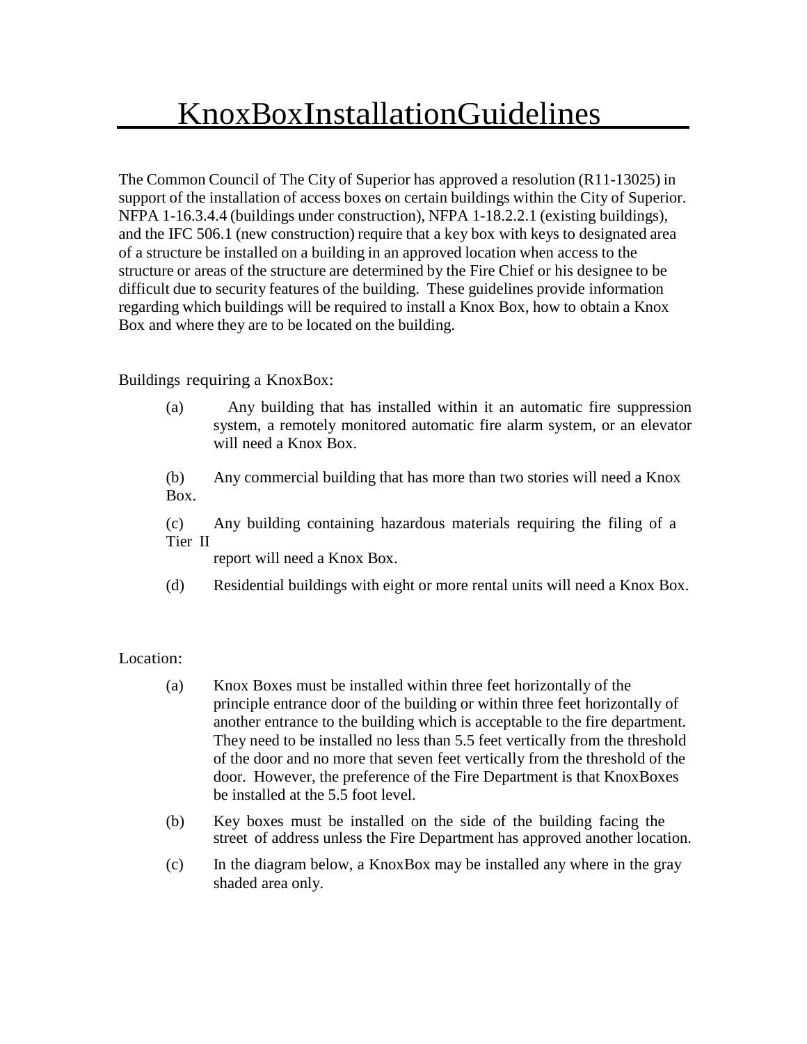# KnoxBoxInstallationGuidelines

The Common Council of The City of Superior has approved a resolution (R11-13025) in support of the installation of access boxes on certain buildings within the City of Superior. NFPA 1-16.3.4.4 (buildings under construction), NFPA 1-18.2.2.1 (existing buildings), and the IFC 506.1 (new construction) require that a key box with keys to designated area of a structure be installed on a building in an approved location when access to the structure or areas of the structure are determined by the Fire Chief or his designee to be difficult due to security features of the building. These guidelines provide information regarding which buildings will be required to install a Knox Box, how to obtain a Knox Box and where they are to be located on the building.

Buildings requiring a KnoxBox:

(a) Any building that has installed within it an automatic fire suppression system, a remotely monitored automatic fire alarm system, or an elevator will need a Knox Box.

(b) Any commercial building that has more than two stories will need a Knox Box.

(c) Any building containing hazardous materials requiring the filing of a Tier II report will need a Knox Box.

(d) Residential buildings with eight or more rental units will need a Knox Box.

Location:

(a) Knox Boxes must be installed within three feet horizontally of the principle entrance door of the building or within three feet horizontally of another entrance to the building which is acceptable to the fire department. They need to be installed no less than 5.5 feet vertically from the threshold of the door and no more that seven feet vertically from the threshold of the door. However, the preference of the Fire Department is that KnoxBoxes be installed at the 5.5 foot level.

(b) Key boxes must be installed on the side of the building facing the street of address unless the Fire Department has approved another location.

(c) In the diagram below, a KnoxBox may be installed any where in the gray shaded area only.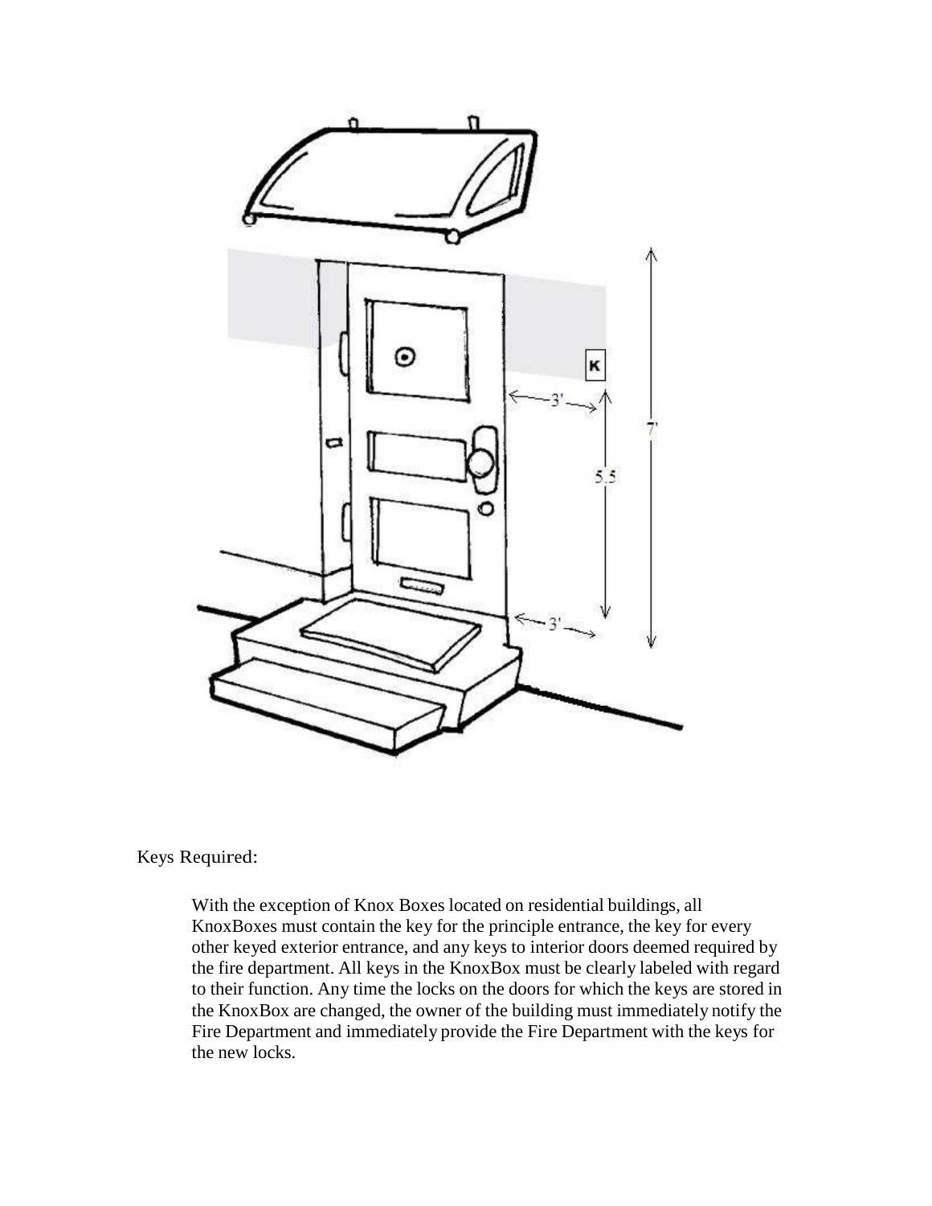Keys Required:

With the exception of Knox Boxes located on residential buildings, all KnoxBoxes must contain the key for the principle entrance, the key for every other keyed exterior entrance, and any keys to interior doors deemed required by the fire department. All keys in the KnoxBox must be clearly labeled with regard to their function. Any time the locks on the doors for which the keys are stored in the KnoxBox are changed, the owner of the building must immediately notify the Fire Department and immediately provide the Fire Department with the keys for the new locks.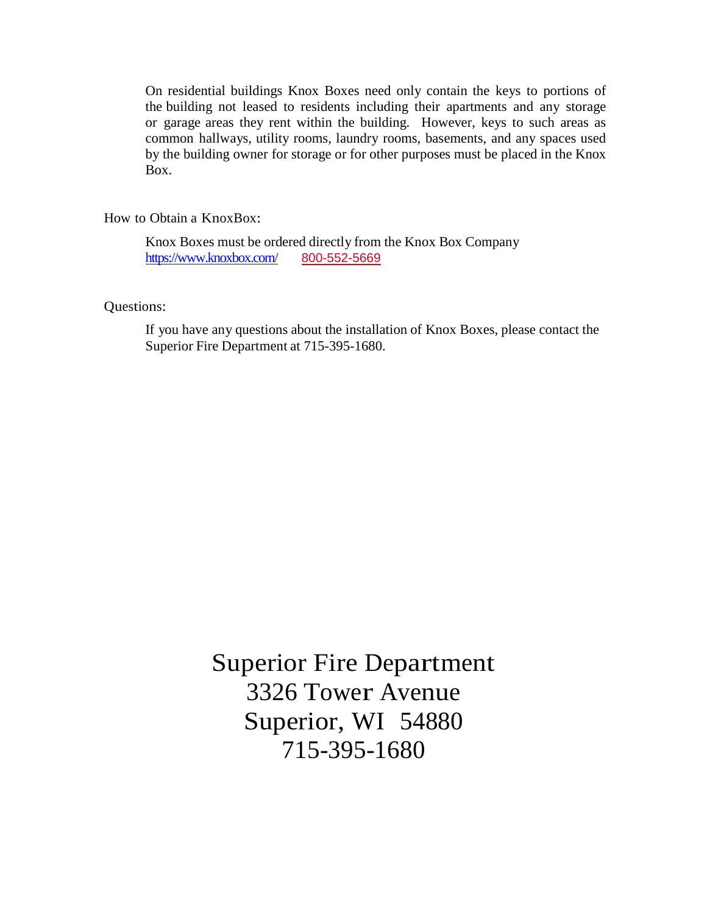On residential buildings Knox Boxes need only contain the keys to portions of the building not leased to residents including their apartments and any storage or garage areas they rent within the building. However, keys to such areas as common hallways, utility rooms, laundry rooms, basements, and any spaces used by the building owner for storage or for other purposes must be placed in the Knox Box.

How to Obtain a KnoxBox:

Knox Boxes must be ordered directly from the Knox Box Company
https://www.knoxbox.com/ 800-552-5669

Questions:

If you have any questions about the installation of Knox Boxes, please contact the Superior Fire Department at 715-395-1680.

Superior Fire Department
3326 Tower Avenue
Superior, WI 54880
715-395-1680